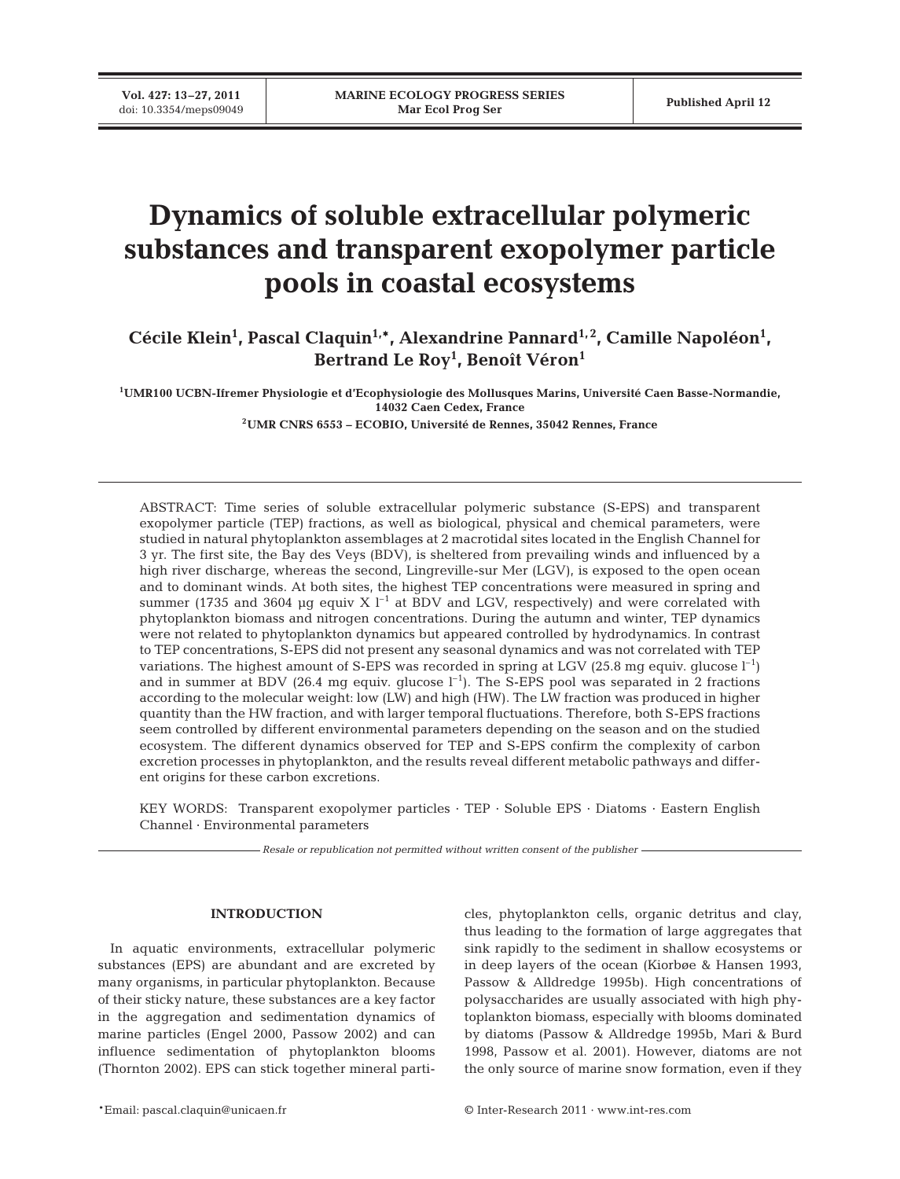# Dynamics of soluble extracellular polymeric substances and transparent exopolymer particle pools in coastal ecosystems

**Cécile Klein[1], Pascal Claquin[1,*], Alexandrine Pannard[1,2], Camille Napoléon[1], Bertrand Le Roy[1], Benoît Véron[1]**

[1]UMR100 UCBN-Ifremer Physiologie et d'Ecophysiologie des Mollusques Marins, Université Caen Basse-Normandie, 14032 Caen Cedex, France

[2]UMR CNRS 6553 – ECOBIO, Université de Rennes, 35042 Rennes, France

ABSTRACT: Time series of soluble extracellular polymeric substance (S-EPS) and transparent exopolymer particle (TEP) fractions, as well as biological, physical and chemical parameters, were studied in natural phytoplankton assemblages at 2 macrotidal sites located in the English Channel for 3 yr. The first site, the Bay des Veys (BDV), is sheltered from prevailing winds and influenced by a high river discharge, whereas the second, Lingreville-sur Mer (LGV), is exposed to the open ocean and to dominant winds. At both sites, the highest TEP concentrations were measured in spring and summer (1735 and 3604 µg equiv X $l^{-1}$ at BDV and LGV, respectively) and were correlated with phytoplankton biomass and nitrogen concentrations. During the autumn and winter, TEP dynamics were not related to phytoplankton dynamics but appeared controlled by hydrodynamics. In contrast to TEP concentrations, S-EPS did not present any seasonal dynamics and was not correlated with TEP variations. The highest amount of S-EPS was recorded in spring at LGV (25.8 mg equiv. glucose $l^{-1}$) and in summer at BDV (26.4 mg equiv. glucose $l^{-1}$). The S-EPS pool was separated in 2 fractions according to the molecular weight: low (LW) and high (HW). The LW fraction was produced in higher quantity than the HW fraction, and with larger temporal fluctuations. Therefore, both S-EPS fractions seem controlled by different environmental parameters depending on the season and on the studied ecosystem. The different dynamics observed for TEP and S-EPS confirm the complexity of carbon excretion processes in phytoplankton, and the results reveal different metabolic pathways and different origins for these carbon excretions.

KEY WORDS: Transparent exopolymer particles · TEP · Soluble EPS · Diatoms · Eastern English Channel · Environmental parameters

*Resale or republication not permitted without written consent of the publisher*

## INTRODUCTION

In aquatic environments, extracellular polymeric substances (EPS) are abundant and are excreted by many organisms, in particular phytoplankton. Because of their sticky nature, these substances are a key factor in the aggregation and sedimentation dynamics of marine particles (Engel 2000, Passow 2002) and can influence sedimentation of phytoplankton blooms (Thornton 2002). EPS can stick together mineral particles, phytoplankton cells, organic detritus and clay, thus leading to the formation of large aggregates that sink rapidly to the sediment in shallow ecosystems or in deep layers of the ocean (Kiorbøe & Hansen 1993, Passow & Alldredge 1995b). High concentrations of polysaccharides are usually associated with high phytoplankton biomass, especially with blooms dominated by diatoms (Passow & Alldredge 1995b, Mari & Burd 1998, Passow et al. 2001). However, diatoms are not the only source of marine snow formation, even if they

*Email: pascal.claquin@unicaen.fr

© Inter-Research 2011 · www.int-res.com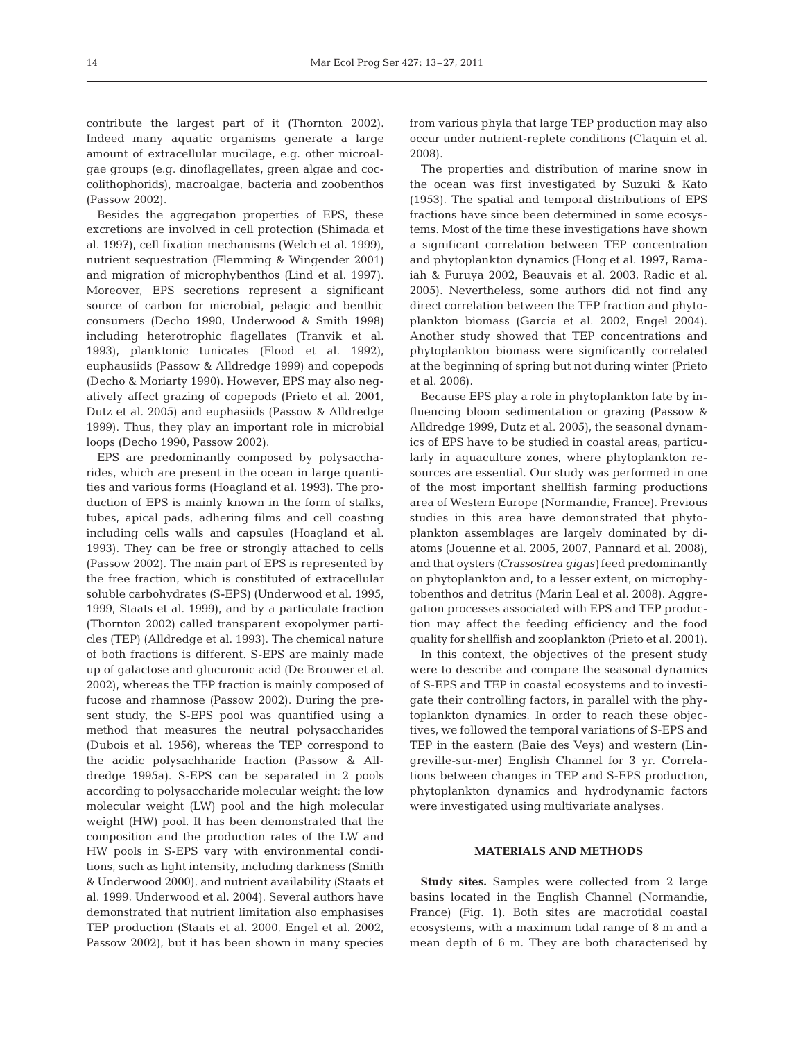contribute the largest part of it (Thornton 2002). Indeed many aquatic organisms generate a large amount of extracellular mucilage, e.g. other microalgae groups (e.g. dinoflagellates, green algae and coccolithophorids), macroalgae, bacteria and zoobenthos (Passow 2002).

Besides the aggregation properties of EPS, these excretions are involved in cell protection (Shimada et al. 1997), cell fixation mechanisms (Welch et al. 1999), nutrient sequestration (Flemming & Wingender 2001) and migration of microphybenthos (Lind et al. 1997). Moreover, EPS secretions represent a significant source of carbon for microbial, pelagic and benthic consumers (Decho 1990, Underwood & Smith 1998) including heterotrophic flagellates (Tranvik et al. 1993), planktonic tunicates (Flood et al. 1992), euphausiids (Passow & Alldredge 1999) and copepods (Decho & Moriarty 1990). However, EPS may also negatively affect grazing of copepods (Prieto et al. 2001, Dutz et al. 2005) and euphasiids (Passow & Alldredge 1999). Thus, they play an important role in microbial loops (Decho 1990, Passow 2002).

EPS are predominantly composed by polysaccharides, which are present in the ocean in large quantities and various forms (Hoagland et al. 1993). The production of EPS is mainly known in the form of stalks, tubes, apical pads, adhering films and cell coasting including cells walls and capsules (Hoagland et al. 1993). They can be free or strongly attached to cells (Passow 2002). The main part of EPS is represented by the free fraction, which is constituted of extracellular soluble carbohydrates (S-EPS) (Underwood et al. 1995, 1999, Staats et al. 1999), and by a particulate fraction (Thornton 2002) called transparent exopolymer particles (TEP) (Alldredge et al. 1993). The chemical nature of both fractions is different. S-EPS are mainly made up of galactose and glucuronic acid (De Brouwer et al. 2002), whereas the TEP fraction is mainly composed of fucose and rhamnose (Passow 2002). During the present study, the S-EPS pool was quantified using a method that measures the neutral polysaccharides (Dubois et al. 1956), whereas the TEP correspond to the acidic polysachharide fraction (Passow & Alldredge 1995a). S-EPS can be separated in 2 pools according to polysaccharide molecular weight: the low molecular weight (LW) pool and the high molecular weight (HW) pool. It has been demonstrated that the composition and the production rates of the LW and HW pools in S-EPS vary with environmental conditions, such as light intensity, including darkness (Smith & Underwood 2000), and nutrient availability (Staats et al. 1999, Underwood et al. 2004). Several authors have demonstrated that nutrient limitation also emphasises TEP production (Staats et al. 2000, Engel et al. 2002, Passow 2002), but it has been shown in many species from various phyla that large TEP production may also occur under nutrient-replete conditions (Claquin et al. 2008).

The properties and distribution of marine snow in the ocean was first investigated by Suzuki & Kato (1953). The spatial and temporal distributions of EPS fractions have since been determined in some ecosystems. Most of the time these investigations have shown a significant correlation between TEP concentration and phytoplankton dynamics (Hong et al. 1997, Ramaiah & Furuya 2002, Beauvais et al. 2003, Radic et al. 2005). Nevertheless, some authors did not find any direct correlation between the TEP fraction and phytoplankton biomass (Garcia et al. 2002, Engel 2004). Another study showed that TEP concentrations and phytoplankton biomass were significantly correlated at the beginning of spring but not during winter (Prieto et al. 2006).

Because EPS play a role in phytoplankton fate by influencing bloom sedimentation or grazing (Passow & Alldredge 1999, Dutz et al. 2005), the seasonal dynamics of EPS have to be studied in coastal areas, particularly in aquaculture zones, where phytoplankton resources are essential. Our study was performed in one of the most important shellfish farming productions area of Western Europe (Normandie, France). Previous studies in this area have demonstrated that phytoplankton assemblages are largely dominated by diatoms (Jouenne et al. 2005, 2007, Pannard et al. 2008), and that oysters (*Crassostrea gigas*) feed predominantly on phytoplankton and, to a lesser extent, on microphytobenthos and detritus (Marin Leal et al. 2008). Aggregation processes associated with EPS and TEP production may affect the feeding efficiency and the food quality for shellfish and zooplankton (Prieto et al. 2001).

In this context, the objectives of the present study were to describe and compare the seasonal dynamics of S-EPS and TEP in coastal ecosystems and to investigate their controlling factors, in parallel with the phytoplankton dynamics. In order to reach these objectives, we followed the temporal variations of S-EPS and TEP in the eastern (Baie des Veys) and western (Lingreville-sur-mer) English Channel for 3 yr. Correlations between changes in TEP and S-EPS production, phytoplankton dynamics and hydrodynamic factors were investigated using multivariate analyses.

## MATERIALS AND METHODS

**Study sites.** Samples were collected from 2 large basins located in the English Channel (Normandie, France) (Fig. 1). Both sites are macrotidal coastal ecosystems, with a maximum tidal range of 8 m and a mean depth of 6 m. They are both characterised by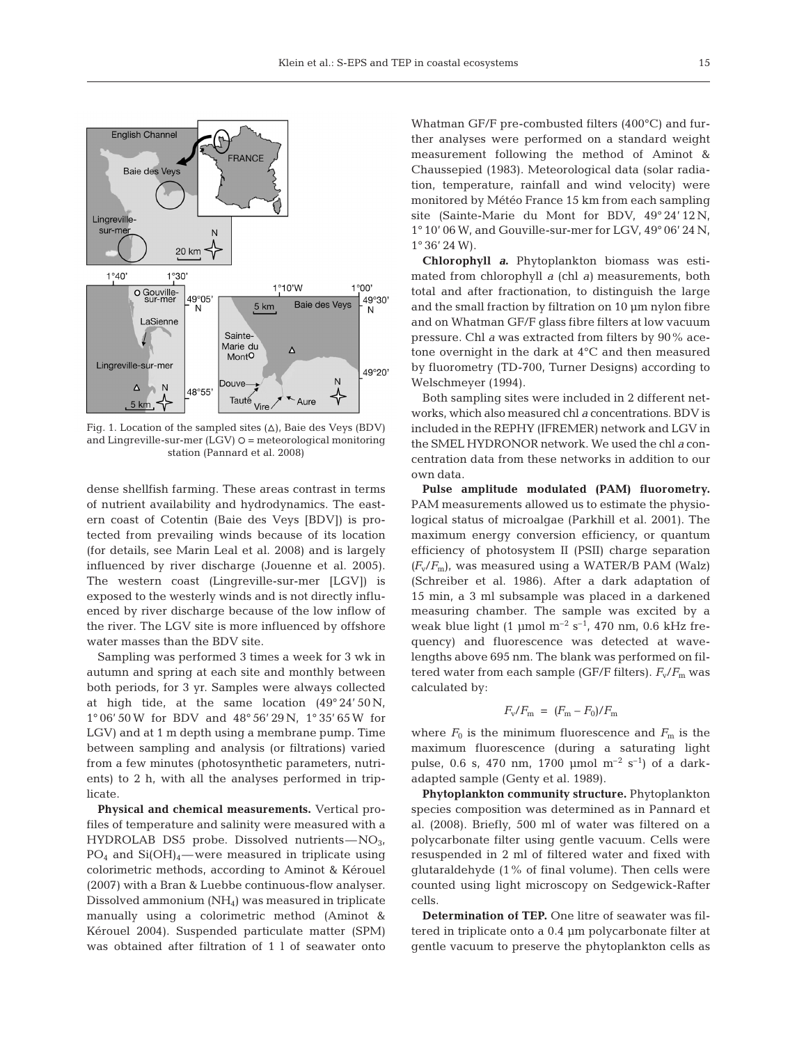Fig. 1. Location of the sampled sites (△), Baie des Veys (BDV) and Lingreville-sur-mer (LGV) ○ = meteorological monitoring station (Pannard et al. 2008)

dense shellfish farming. These areas contrast in terms of nutrient availability and hydrodynamics. The eastern coast of Cotentin (Baie des Veys [BDV]) is protected from prevailing winds because of its location (for details, see Marin Leal et al. 2008) and is largely influenced by river discharge (Jouenne et al. 2005). The western coast (Lingreville-sur-mer [LGV]) is exposed to the westerly winds and is not directly influenced by river discharge because of the low inflow of the river. The LGV site is more influenced by offshore water masses than the BDV site.

Sampling was performed 3 times a week for 3 wk in autumn and spring at each site and monthly between both periods, for 3 yr. Samples were always collected at high tide, at the same location (49° 24′ 50 N, 1° 06′ 50 W for BDV and 48° 56′ 29 N, 1° 35′ 65 W for LGV) and at 1 m depth using a membrane pump. Time between sampling and analysis (or filtrations) varied from a few minutes (photosynthetic parameters, nutrients) to 2 h, with all the analyses performed in triplicate.

**Physical and chemical measurements.** Vertical profiles of temperature and salinity were measured with a HYDROLAB DS5 probe. Dissolved nutrients—$NO_3$, $PO_4$ and $Si(OH)_4$—were measured in triplicate using colorimetric methods, according to Aminot & Kérouel (2007) with a Bran & Luebbe continuous-flow analyser. Dissolved ammonium ($NH_4$) was measured in triplicate manually using a colorimetric method (Aminot & Kérouel 2004). Suspended particulate matter (SPM) was obtained after filtration of 1 l of seawater onto Whatman GF/F pre-combusted filters (400°C) and further analyses were performed on a standard weight measurement following the method of Aminot & Chaussepied (1983). Meteorological data (solar radiation, temperature, rainfall and wind velocity) were monitored by Météo France 15 km from each sampling site (Sainte-Marie du Mont for BDV, 49° 24′ 12 N, 1° 10′ 06 W, and Gouville-sur-mer for LGV, 49° 06′ 24 N, 1° 36′ 24 W).

**Chlorophyll *a*.** Phytoplankton biomass was estimated from chlorophyll *a* (chl *a*) measurements, both total and after fractionation, to distinguish the large and the small fraction by filtration on 10 µm nylon fibre and on Whatman GF/F glass fibre filters at low vacuum pressure. Chl *a* was extracted from filters by 90% acetone overnight in the dark at 4°C and then measured by fluorometry (TD-700, Turner Designs) according to Welschmeyer (1994).

Both sampling sites were included in 2 different networks, which also measured chl *a* concentrations. BDV is included in the REPHY (IFREMER) network and LGV in the SMEL HYDRONOR network. We used the chl *a* concentration data from these networks in addition to our own data.

**Pulse amplitude modulated (PAM) fluorometry.** PAM measurements allowed us to estimate the physiological status of microalgae (Parkhill et al. 2001). The maximum energy conversion efficiency, or quantum efficiency of photosystem II (PSII) charge separation ($F_v/F_m$), was measured using a WATER/B PAM (Walz) (Schreiber et al. 1986). After a dark adaptation of 15 min, a 3 ml subsample was placed in a darkened measuring chamber. The sample was excited by a weak blue light (1 µmol $m^{-2}$ $s^{-1}$, 470 nm, 0.6 kHz frequency) and fluorescence was detected at wavelengths above 695 nm. The blank was performed on filtered water from each sample (GF/F filters). $F_v/F_m$ was calculated by:

$$F_v/F_m = (F_m - F_0)/F_m$$

where $F_0$ is the minimum fluorescence and $F_m$ is the maximum fluorescence (during a saturating light pulse, 0.6 s, 470 nm, 1700 µmol $m^{-2}$ $s^{-1}$) of a dark-adapted sample (Genty et al. 1989).

**Phytoplankton community structure.** Phytoplankton species composition was determined as in Pannard et al. (2008). Briefly, 500 ml of water was filtered on a polycarbonate filter using gentle vacuum. Cells were resuspended in 2 ml of filtered water and fixed with glutaraldehyde (1% of final volume). Then cells were counted using light microscopy on Sedgewick-Rafter cells.

**Determination of TEP.** One litre of seawater was filtered in triplicate onto a 0.4 µm polycarbonate filter at gentle vacuum to preserve the phytoplankton cells as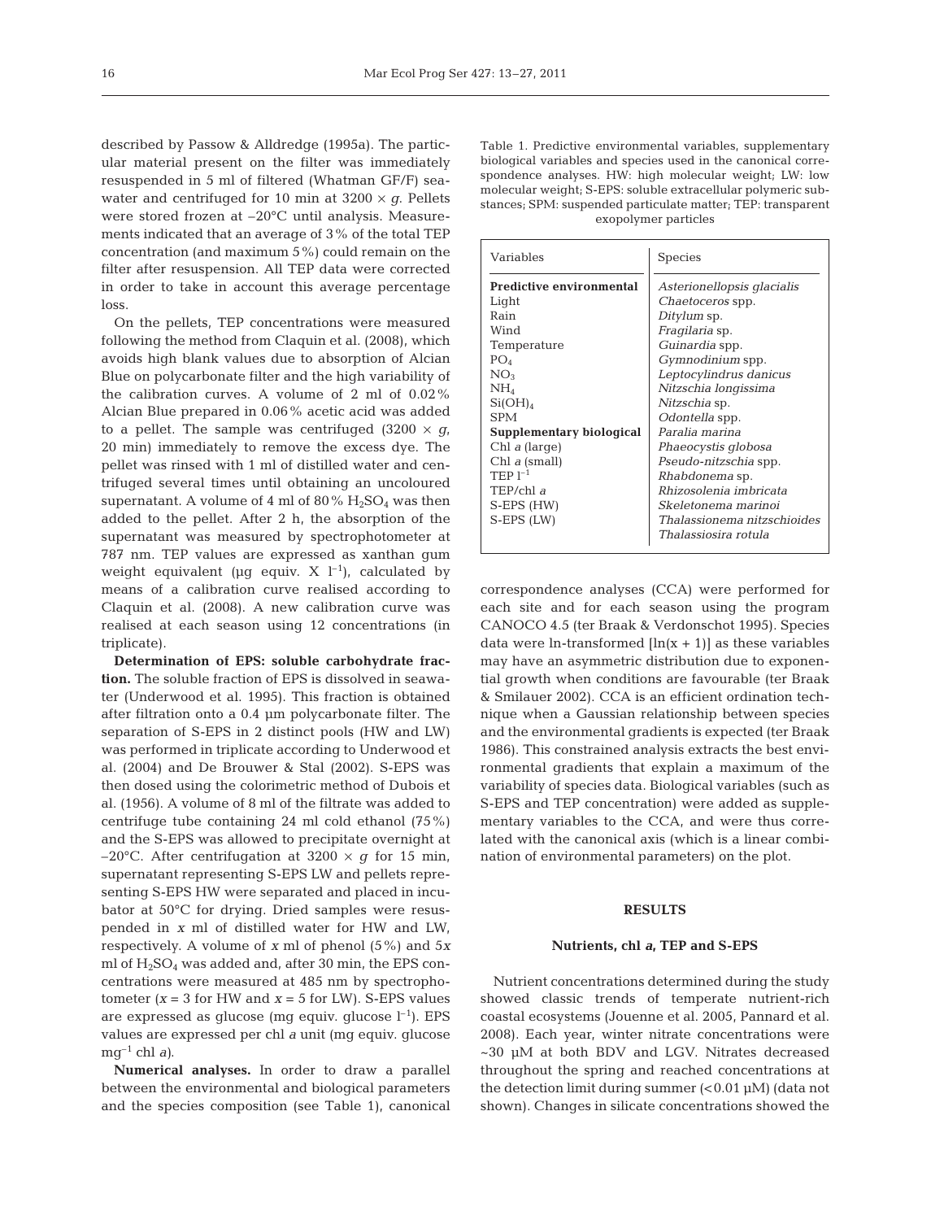described by Passow & Alldredge (1995a). The particular material present on the filter was immediately resuspended in 5 ml of filtered (Whatman GF/F) seawater and centrifuged for 10 min at 3200 × *g*. Pellets were stored frozen at –20°C until analysis. Measurements indicated that an average of 3% of the total TEP concentration (and maximum 5%) could remain on the filter after resuspension. All TEP data were corrected in order to take in account this average percentage loss.

On the pellets, TEP concentrations were measured following the method from Claquin et al. (2008), which avoids high blank values due to absorption of Alcian Blue on polycarbonate filter and the high variability of the calibration curves. A volume of 2 ml of 0.02% Alcian Blue prepared in 0.06% acetic acid was added to a pellet. The sample was centrifuged (3200 × *g*, 20 min) immediately to remove the excess dye. The pellet was rinsed with 1 ml of distilled water and centrifuged several times until obtaining an uncoloured supernatant. A volume of 4 ml of 80% $H_2SO_4$ was then added to the pellet. After 2 h, the absorption of the supernatant was measured by spectrophotometer at 787 nm. TEP values are expressed as xanthan gum weight equivalent (µg equiv. X $l^{-1}$), calculated by means of a calibration curve realised according to Claquin et al. (2008). A new calibration curve was realised at each season using 12 concentrations (in triplicate).

**Determination of EPS: soluble carbohydrate fraction.** The soluble fraction of EPS is dissolved in seawater (Underwood et al. 1995). This fraction is obtained after filtration onto a 0.4 µm polycarbonate filter. The separation of S-EPS in 2 distinct pools (HW and LW) was performed in triplicate according to Underwood et al. (2004) and De Brouwer & Stal (2002). S-EPS was then dosed using the colorimetric method of Dubois et al. (1956). A volume of 8 ml of the filtrate was added to centrifuge tube containing 24 ml cold ethanol (75%) and the S-EPS was allowed to precipitate overnight at –20°C. After centrifugation at 3200 × *g* for 15 min, supernatant representing S-EPS LW and pellets representing S-EPS HW were separated and placed in incubator at 50°C for drying. Dried samples were resuspended in *x* ml of distilled water for HW and LW, respectively. A volume of *x* ml of phenol (5%) and 5*x* ml of $H_2SO_4$ was added and, after 30 min, the EPS concentrations were measured at 485 nm by spectrophotometer (*x* = 3 for HW and *x* = 5 for LW). S-EPS values are expressed as glucose (mg equiv. glucose $l^{-1}$). EPS values are expressed per chl *a* unit (mg equiv. glucose $mg^{-1}$ chl *a*).

**Numerical analyses.** In order to draw a parallel between the environmental and biological parameters and the species composition (see Table 1), canonical correspondence analyses (CCA) were performed for each site and for each season using the program CANOCO 4.5 (ter Braak & Verdonschot 1995). Species data were ln-transformed [ln(x + 1)] as these variables may have an asymmetric distribution due to exponential growth when conditions are favourable (ter Braak & Smilauer 2002). CCA is an efficient ordination technique when a Gaussian relationship between species and the environmental gradients is expected (ter Braak 1986). This constrained analysis extracts the best environmental gradients that explain a maximum of the variability of species data. Biological variables (such as S-EPS and TEP concentration) were added as supplementary variables to the CCA, and were thus correlated with the canonical axis (which is a linear combination of environmental parameters) on the plot.

Table 1. Predictive environmental variables, supplementary biological variables and species used in the canonical correspondence analyses. HW: high molecular weight; LW: low molecular weight; S-EPS: soluble extracellular polymeric substances; SPM: suspended particulate matter; TEP: transparent exopolymer particles

| Variables | Species |
|---|---|
| **Predictive environmental** | *Asterionellopsis glacialis* |
| Light | *Chaetoceros* spp. |
| Rain | *Ditylum* sp. |
| Wind | *Fragilaria* sp. |
| Temperature | *Guinardia* spp. |
| $PO_4$ | *Gymnodinium* spp. |
| $NO_3$ | *Leptocylindrus danicus* |
| $NH_4$ | *Nitzschia longissima* |
| $Si(OH)_4$ | *Nitzschia* sp. |
| SPM | *Odontella* spp. |
| **Supplementary biological** | *Paralia marina* |
| Chl *a* (large) | *Phaeocystis globosa* |
| Chl *a* (small) | *Pseudo-nitzschia* spp. |
| TEP $l^{-1}$ | *Rhabdonema* sp. |
| TEP/chl *a* | *Rhizosolenia imbricata* |
| S-EPS (HW) | *Skeletonema marinoi* |
| S-EPS (LW) | *Thalassionema nitzschioides* |
| | *Thalassiosira rotula* |

## RESULTS

### Nutrients, chl *a*, TEP and S-EPS

Nutrient concentrations determined during the study showed classic trends of temperate nutrient-rich coastal ecosystems (Jouenne et al. 2005, Pannard et al. 2008). Each year, winter nitrate concentrations were ~30 µM at both BDV and LGV. Nitrates decreased throughout the spring and reached concentrations at the detection limit during summer (<0.01 µM) (data not shown). Changes in silicate concentrations showed the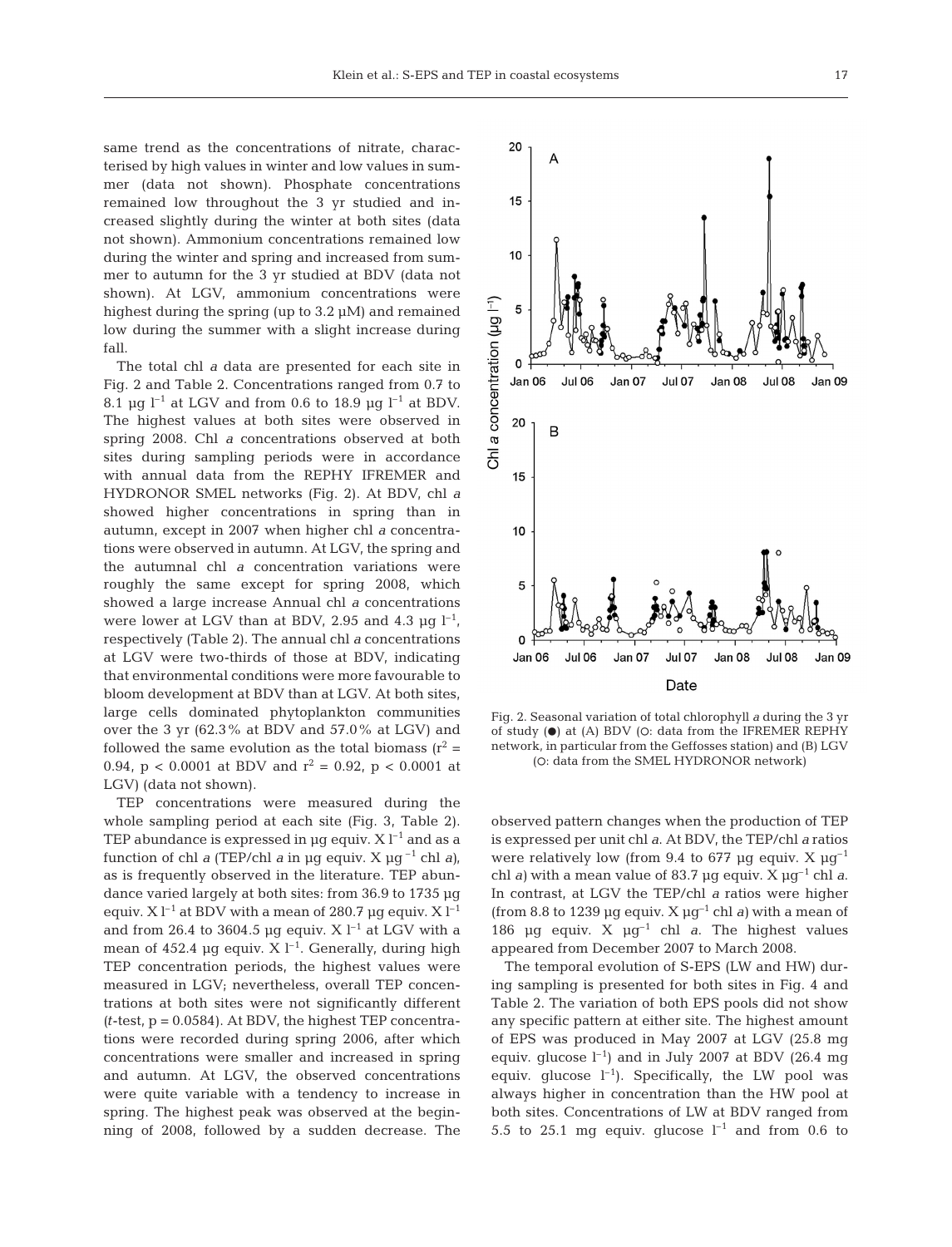same trend as the concentrations of nitrate, characterised by high values in winter and low values in summer (data not shown). Phosphate concentrations remained low throughout the 3 yr studied and increased slightly during the winter at both sites (data not shown). Ammonium concentrations remained low during the winter and spring and increased from summer to autumn for the 3 yr studied at BDV (data not shown). At LGV, ammonium concentrations were highest during the spring (up to 3.2 µM) and remained low during the summer with a slight increase during fall.

The total chl *a* data are presented for each site in Fig. 2 and Table 2. Concentrations ranged from 0.7 to 8.1 µg $l^{-1}$ at LGV and from 0.6 to 18.9 µg $l^{-1}$ at BDV. The highest values at both sites were observed in spring 2008. Chl *a* concentrations observed at both sites during sampling periods were in accordance with annual data from the REPHY IFREMER and HYDRONOR SMEL networks (Fig. 2). At BDV, chl *a* showed higher concentrations in spring than in autumn, except in 2007 when higher chl *a* concentrations were observed in autumn. At LGV, the spring and the autumnal chl *a* concentration variations were roughly the same except for spring 2008, which showed a large increase Annual chl *a* concentrations were lower at LGV than at BDV, 2.95 and 4.3 µg $l^{-1}$, respectively (Table 2). The annual chl *a* concentrations at LGV were two-thirds of those at BDV, indicating that environmental conditions were more favourable to bloom development at BDV than at LGV. At both sites, large cells dominated phytoplankton communities over the 3 yr (62.3% at BDV and 57.0% at LGV) and followed the same evolution as the total biomass ($r^2$ = 0.94, $p < 0.0001$ at BDV and $r^2$ = 0.92, $p < 0.0001$ at LGV) (data not shown).

TEP concentrations were measured during the whole sampling period at each site (Fig. 3, Table 2). TEP abundance is expressed in µg equiv. X $l^{-1}$ and as a function of chl *a* (TEP/chl *a* in µg equiv. X $µg^{-1}$ chl *a*), as is frequently observed in the literature. TEP abundance varied largely at both sites: from 36.9 to 1735 µg equiv. X $l^{-1}$ at BDV with a mean of 280.7 µg equiv. X $l^{-1}$ and from 26.4 to 3604.5 µg equiv. X $l^{-1}$ at LGV with a mean of 452.4 µg equiv. X $l^{-1}$. Generally, during high TEP concentration periods, the highest values were measured in LGV; nevertheless, overall TEP concentrations at both sites were not significantly different (*t*-test, p = 0.0584). At BDV, the highest TEP concentrations were recorded during spring 2006, after which concentrations were smaller and increased in spring and autumn. At LGV, the observed concentrations were quite variable with a tendency to increase in spring. The highest peak was observed at the beginning of 2008, followed by a sudden decrease. The observed pattern changes when the production of TEP is expressed per unit chl *a*. At BDV, the TEP/chl *a* ratios were relatively low (from 9.4 to 677 µg equiv. X $µg^{-1}$ chl *a*) with a mean value of 83.7 µg equiv. X $µg^{-1}$ chl *a*. In contrast, at LGV the TEP/chl *a* ratios were higher (from 8.8 to 1239 µg equiv. X $µg^{-1}$ chl *a*) with a mean of 186 µg equiv. X $µg^{-1}$ chl *a*. The highest values appeared from December 2007 to March 2008.

Fig. 2. Seasonal variation of total chlorophyll *a* during the 3 yr of study (●) at (A) BDV (○: data from the IFREMER REPHY network, in particular from the Geffosses station) and (B) LGV (○: data from the SMEL HYDRONOR network)

The temporal evolution of S-EPS (LW and HW) during sampling is presented for both sites in Fig. 4 and Table 2. The variation of both EPS pools did not show any specific pattern at either site. The highest amount of EPS was produced in May 2007 at LGV (25.8 mg equiv. glucose $l^{-1}$) and in July 2007 at BDV (26.4 mg equiv. glucose $l^{-1}$). Specifically, the LW pool was always higher in concentration than the HW pool at both sites. Concentrations of LW at BDV ranged from 5.5 to 25.1 mg equiv. glucose $l^{-1}$ and from 0.6 to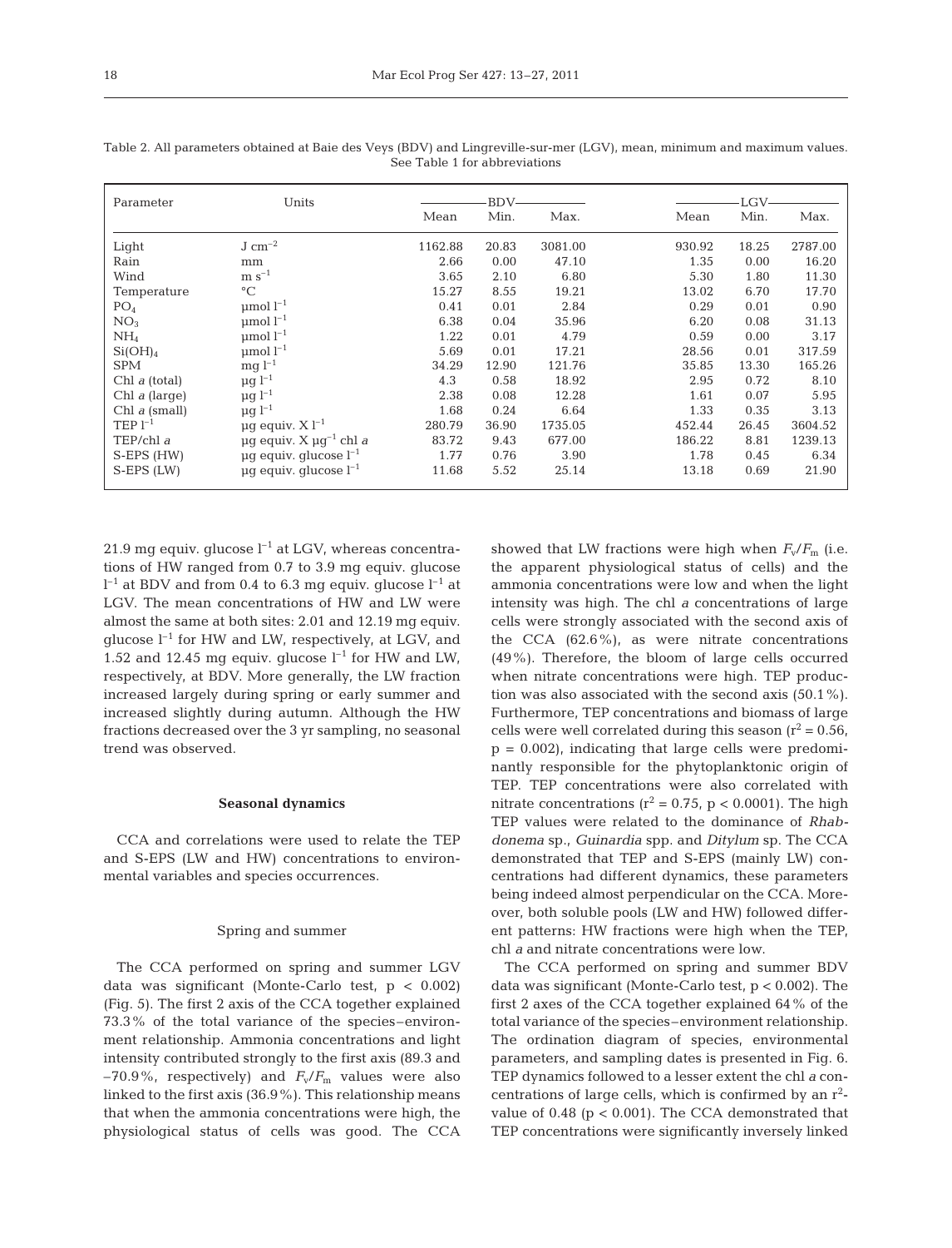Table 2. All parameters obtained at Baie des Veys (BDV) and Lingreville-sur-mer (LGV), mean, minimum and maximum values. See Table 1 for abbreviations

| Parameter | Units | BDV | | | LGV | | |
|---|---|---|---|---|---|---|---|
| | | Mean | Min. | Max. | Mean | Min. | Max. |
| Light | J $cm^{-2}$ | 1162.88 | 20.83 | 3081.00 | 930.92 | 18.25 | 2787.00 |
| Rain | mm | 2.66 | 0.00 | 47.10 | 1.35 | 0.00 | 16.20 |
| Wind | m $s^{-1}$ | 3.65 | 2.10 | 6.80 | 5.30 | 1.80 | 11.30 |
| Temperature | °C | 15.27 | 8.55 | 19.21 | 13.02 | 6.70 | 17.70 |
| $PO_4$ | µmol $l^{-1}$ | 0.41 | 0.01 | 2.84 | 0.29 | 0.01 | 0.90 |
| $NO_3$ | µmol $l^{-1}$ | 6.38 | 0.04 | 35.96 | 6.20 | 0.08 | 31.13 |
| $NH_4$ | µmol $l^{-1}$ | 1.22 | 0.01 | 4.79 | 0.59 | 0.00 | 3.17 |
| $Si(OH)_4$ | µmol $l^{-1}$ | 5.69 | 0.01 | 17.21 | 28.56 | 0.01 | 317.59 |
| SPM | mg $l^{-1}$ | 34.29 | 12.90 | 121.76 | 35.85 | 13.30 | 165.26 |
| Chl *a* (total) | µg $l^{-1}$ | 4.3 | 0.58 | 18.92 | 2.95 | 0.72 | 8.10 |
| Chl *a* (large) | µg $l^{-1}$ | 2.38 | 0.08 | 12.28 | 1.61 | 0.07 | 5.95 |
| Chl *a* (small) | µg $l^{-1}$ | 1.68 | 0.24 | 6.64 | 1.33 | 0.35 | 3.13 |
| TEP $l^{-1}$ | µg equiv. X $l^{-1}$ | 280.79 | 36.90 | 1735.05 | 452.44 | 26.45 | 3604.52 |
| TEP/chl *a* | µg equiv. X $µg^{-1}$ chl *a* | 83.72 | 9.43 | 677.00 | 186.22 | 8.81 | 1239.13 |
| S-EPS (HW) | µg equiv. glucose $l^{-1}$ | 1.77 | 0.76 | 3.90 | 1.78 | 0.45 | 6.34 |
| S-EPS (LW) | µg equiv. glucose $l^{-1}$ | 11.68 | 5.52 | 25.14 | 13.18 | 0.69 | 21.90 |

21.9 mg equiv. glucose $l^{-1}$ at LGV, whereas concentrations of HW ranged from 0.7 to 3.9 mg equiv. glucose $l^{-1}$ at BDV and from 0.4 to 6.3 mg equiv. glucose $l^{-1}$ at LGV. The mean concentrations of HW and LW were almost the same at both sites: 2.01 and 12.19 mg equiv. glucose $l^{-1}$ for HW and LW, respectively, at LGV, and 1.52 and 12.45 mg equiv. glucose $l^{-1}$ for HW and LW, respectively, at BDV. More generally, the LW fraction increased largely during spring or early summer and increased slightly during autumn. Although the HW fractions decreased over the 3 yr sampling, no seasonal trend was observed.

## Seasonal dynamics

CCA and correlations were used to relate the TEP and S-EPS (LW and HW) concentrations to environmental variables and species occurrences.

### Spring and summer

The CCA performed on spring and summer LGV data was significant (Monte-Carlo test, $p < 0.002$) (Fig. 5). The first 2 axis of the CCA together explained 73.3% of the total variance of the species–environment relationship. Ammonia concentrations and light intensity contributed strongly to the first axis (89.3 and –70.9%, respectively) and $F_v/F_m$ values were also linked to the first axis (36.9%). This relationship means that when the ammonia concentrations were high, the physiological status of cells was good. The CCA showed that LW fractions were high when $F_v/F_m$ (i.e. the apparent physiological status of cells) and the ammonia concentrations were low and when the light intensity was high. The chl *a* concentrations of large cells were strongly associated with the second axis of the CCA (62.6%), as were nitrate concentrations (49%). Therefore, the bloom of large cells occurred when nitrate concentrations were high. TEP production was also associated with the second axis (50.1%). Furthermore, TEP concentrations and biomass of large cells were well correlated during this season ($r^2 = 0.56$, $p = 0.002$), indicating that large cells were predominantly responsible for the phytoplanktonic origin of TEP. TEP concentrations were also correlated with nitrate concentrations ($r^2 = 0.75$, $p < 0.0001$). The high TEP values were related to the dominance of *Rhabdonema* sp., *Guinardia* spp. and *Ditylum* sp. The CCA demonstrated that TEP and S-EPS (mainly LW) concentrations had different dynamics, these parameters being indeed almost perpendicular on the CCA. Moreover, both soluble pools (LW and HW) followed different patterns: HW fractions were high when the TEP, chl *a* and nitrate concentrations were low.

The CCA performed on spring and summer BDV data was significant (Monte-Carlo test, $p < 0.002$). The first 2 axes of the CCA together explained 64% of the total variance of the species–environment relationship. The ordination diagram of species, environmental parameters, and sampling dates is presented in Fig. 6. TEP dynamics followed to a lesser extent the chl *a* concentrations of large cells, which is confirmed by an $r^2$-value of 0.48 ($p < 0.001$). The CCA demonstrated that TEP concentrations were significantly inversely linked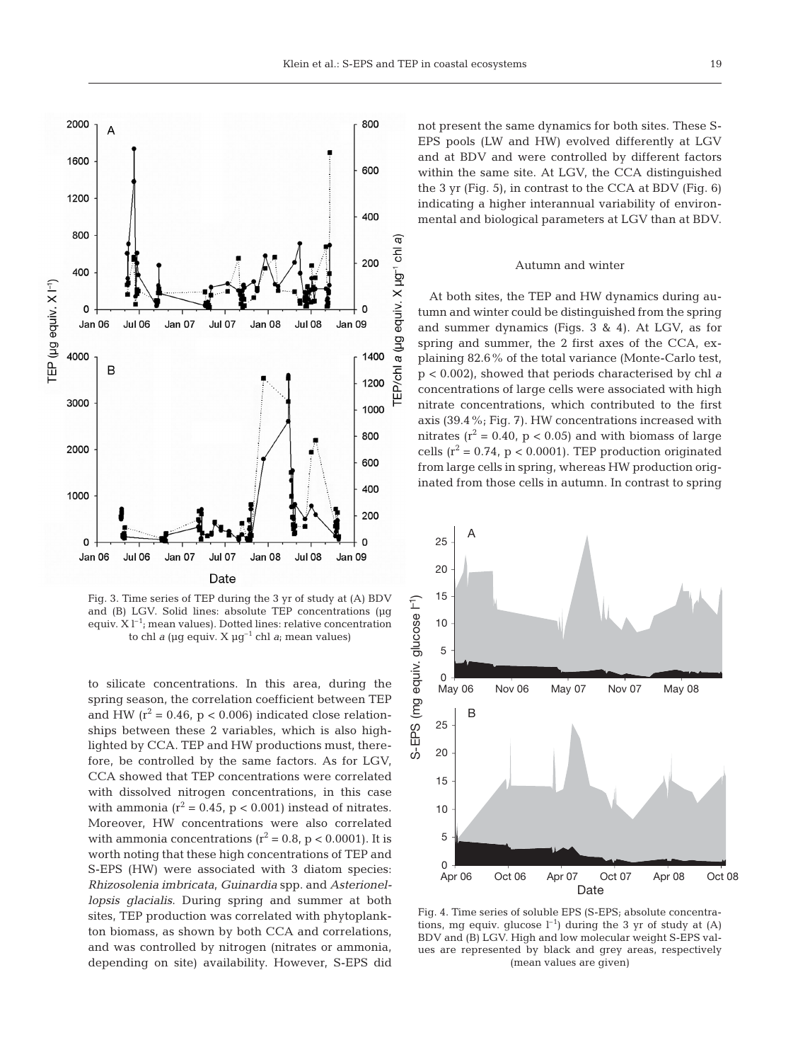Fig. 3. Time series of TEP during the 3 yr of study at (A) BDV and (B) LGV. Solid lines: absolute TEP concentrations (µg equiv. X l$^{-1}$; mean values). Dotted lines: relative concentration to chl *a* (µg equiv. X µg$^{-1}$ chl *a*; mean values)

to silicate concentrations. In this area, during the spring season, the correlation coefficient between TEP and HW ($r^2 = 0.46$, $p < 0.006$) indicated close relationships between these 2 variables, which is also highlighted by CCA. TEP and HW productions must, therefore, be controlled by the same factors. As for LGV, CCA showed that TEP concentrations were correlated with dissolved nitrogen concentrations, in this case with ammonia ($r^2 = 0.45$, $p < 0.001$) instead of nitrates. Moreover, HW concentrations were also correlated with ammonia concentrations ($r^2 = 0.8$, $p < 0.0001$). It is worth noting that these high concentrations of TEP and S-EPS (HW) were associated with 3 diatom species: *Rhizosolenia imbricata*, *Guinardia* spp. and *Asterionellopsis glacialis*. During spring and summer at both sites, TEP production was correlated with phytoplankton biomass, as shown by both CCA and correlations, and was controlled by nitrogen (nitrates or ammonia, depending on site) availability. However, S-EPS did not present the same dynamics for both sites. These S-EPS pools (LW and HW) evolved differently at LGV and at BDV and were controlled by different factors within the same site. At LGV, the CCA distinguished the 3 yr (Fig. 5), in contrast to the CCA at BDV (Fig. 6) indicating a higher interannual variability of environmental and biological parameters at LGV than at BDV.

### Autumn and winter

At both sites, the TEP and HW dynamics during autumn and winter could be distinguished from the spring and summer dynamics (Figs. 3 & 4). At LGV, as for spring and summer, the 2 first axes of the CCA, explaining 82.6% of the total variance (Monte-Carlo test, $p < 0.002$), showed that periods characterised by chl *a* concentrations of large cells were associated with high nitrate concentrations, which contributed to the first axis (39.4%; Fig. 7). HW concentrations increased with nitrates ($r^2 = 0.40$, $p < 0.05$) and with biomass of large cells ($r^2 = 0.74$, $p < 0.0001$). TEP production originated from large cells in spring, whereas HW production originated from those cells in autumn. In contrast to spring

Fig. 4. Time series of soluble EPS (S-EPS; absolute concentrations, mg equiv. glucose l$^{-1}$) during the 3 yr of study at (A) BDV and (B) LGV. High and low molecular weight S-EPS values are represented by black and grey areas, respectively (mean values are given)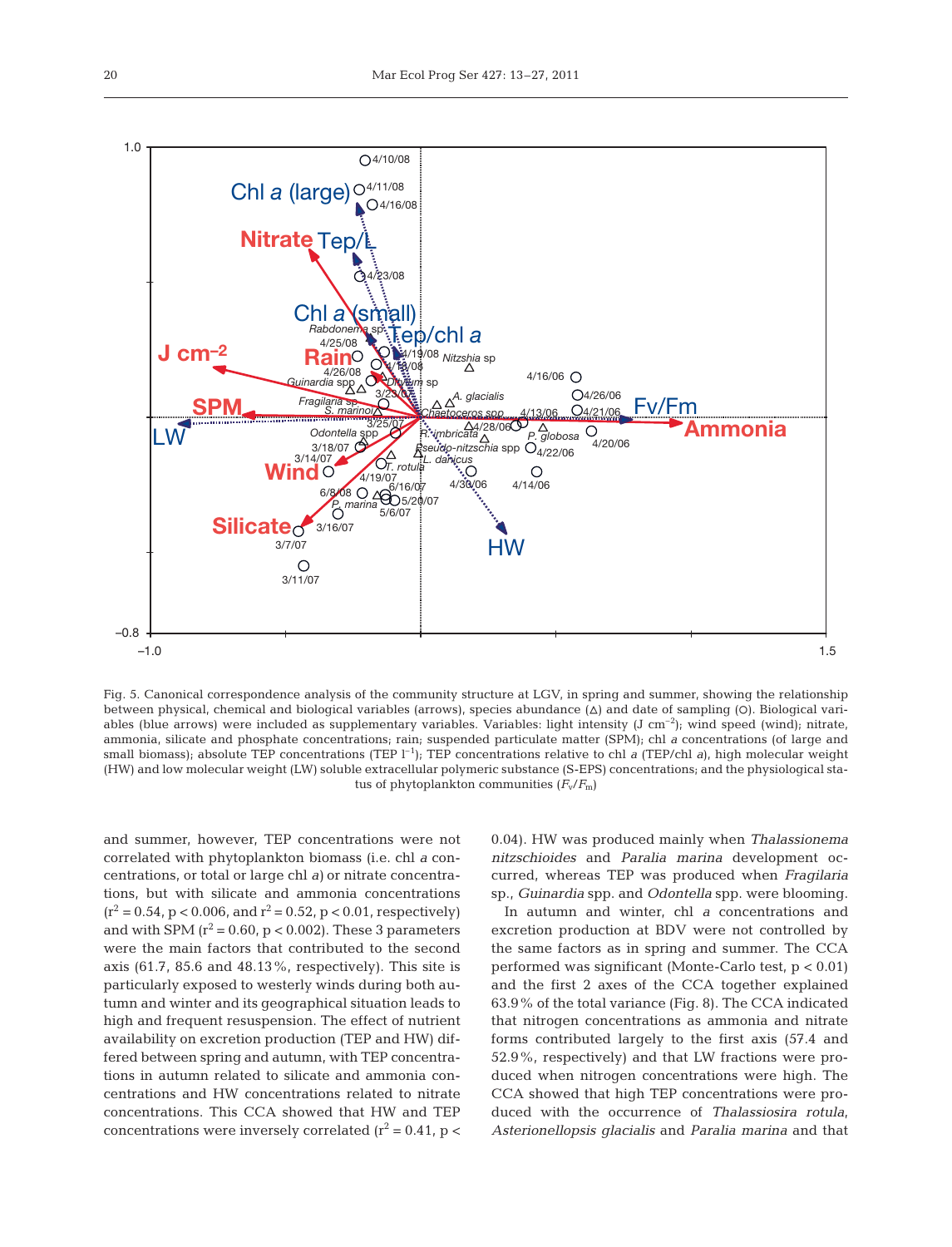Fig. 5. Canonical correspondence analysis of the community structure at LGV, in spring and summer, showing the relationship between physical, chemical and biological variables (arrows), species abundance (Δ) and date of sampling (○). Biological variables (blue arrows) were included as supplementary variables. Variables: light intensity (J $cm^{-2}$); wind speed (wind); nitrate, ammonia, silicate and phosphate concentrations; rain; suspended particulate matter (SPM); chl *a* concentrations (of large and small biomass); absolute TEP concentrations (TEP $l^{-1}$); TEP concentrations relative to chl *a* (TEP/chl *a*), high molecular weight (HW) and low molecular weight (LW) soluble extracellular polymeric substance (S-EPS) concentrations; and the physiological status of phytoplankton communities ($F_v/F_m$)

and summer, however, TEP concentrations were not correlated with phytoplankton biomass (i.e. chl *a* concentrations, or total or large chl *a*) or nitrate concentrations, but with silicate and ammonia concentrations ($r^2 = 0.54$, $p < 0.006$, and $r^2 = 0.52$, $p < 0.01$, respectively) and with SPM ($r^2 = 0.60$, $p < 0.002$). These 3 parameters were the main factors that contributed to the second axis (61.7, 85.6 and 48.13%, respectively). This site is particularly exposed to westerly winds during both autumn and winter and its geographical situation leads to high and frequent resuspension. The effect of nutrient availability on excretion production (TEP and HW) differed between spring and autumn, with TEP concentrations in autumn related to silicate and ammonia concentrations and HW concentrations related to nitrate concentrations. This CCA showed that HW and TEP concentrations were inversely correlated ($r^2 = 0.41$, $p <$ 0.04). HW was produced mainly when *Thalassionema nitzschioides* and *Paralia marina* development occurred, whereas TEP was produced when *Fragilaria* sp., *Guinardia* spp. and *Odontella* spp. were blooming.

In autumn and winter, chl *a* concentrations and excretion production at BDV were not controlled by the same factors as in spring and summer. The CCA performed was significant (Monte-Carlo test, $p < 0.01$) and the first 2 axes of the CCA together explained 63.9% of the total variance (Fig. 8). The CCA indicated that nitrogen concentrations as ammonia and nitrate forms contributed largely to the first axis (57.4 and 52.9%, respectively) and that LW fractions were produced when nitrogen concentrations were high. The CCA showed that high TEP concentrations were produced with the occurrence of *Thalassiosira rotula*, *Asterionellopsis glacialis* and *Paralia marina* and that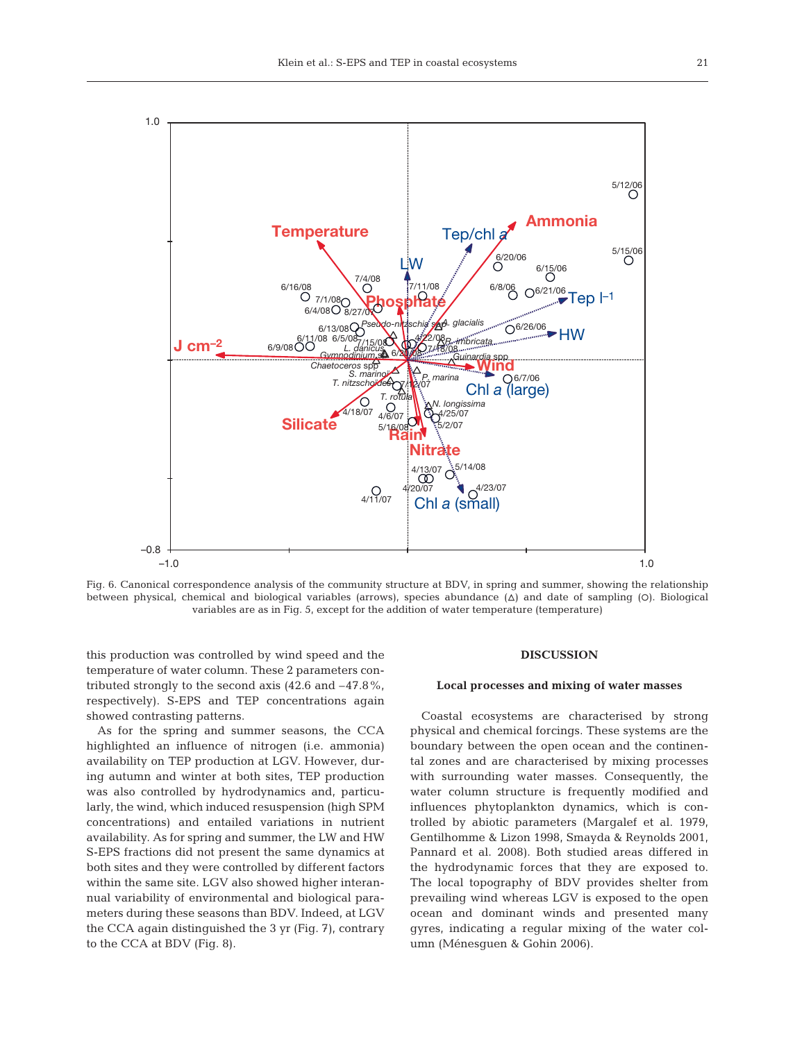Fig. 6. Canonical correspondence analysis of the community structure at BDV, in spring and summer, showing the relationship between physical, chemical and biological variables (arrows), species abundance (△) and date of sampling (○). Biological variables are as in Fig. 5, except for the addition of water temperature (temperature)

this production was controlled by wind speed and the temperature of water column. These 2 parameters contributed strongly to the second axis (42.6 and −47.8%, respectively). S-EPS and TEP concentrations again showed contrasting patterns.

As for the spring and summer seasons, the CCA highlighted an influence of nitrogen (i.e. ammonia) availability on TEP production at LGV. However, during autumn and winter at both sites, TEP production was also controlled by hydrodynamics and, particularly, the wind, which induced resuspension (high SPM concentrations) and entailed variations in nutrient availability. As for spring and summer, the LW and HW S-EPS fractions did not present the same dynamics at both sites and they were controlled by different factors within the same site. LGV also showed higher interannual variability of environmental and biological parameters during these seasons than BDV. Indeed, at LGV the CCA again distinguished the 3 yr (Fig. 7), contrary to the CCA at BDV (Fig. 8).

## DISCUSSION

### Local processes and mixing of water masses

Coastal ecosystems are characterised by strong physical and chemical forcings. These systems are the boundary between the open ocean and the continental zones and are characterised by mixing processes with surrounding water masses. Consequently, the water column structure is frequently modified and influences phytoplankton dynamics, which is controlled by abiotic parameters (Margalef et al. 1979, Gentilhomme & Lizon 1998, Smayda & Reynolds 2001, Pannard et al. 2008). Both studied areas differed in the hydrodynamic forces that they are exposed to. The local topography of BDV provides shelter from prevailing wind whereas LGV is exposed to the open ocean and dominant winds and presented many gyres, indicating a regular mixing of the water column (Ménesguen & Gohin 2006).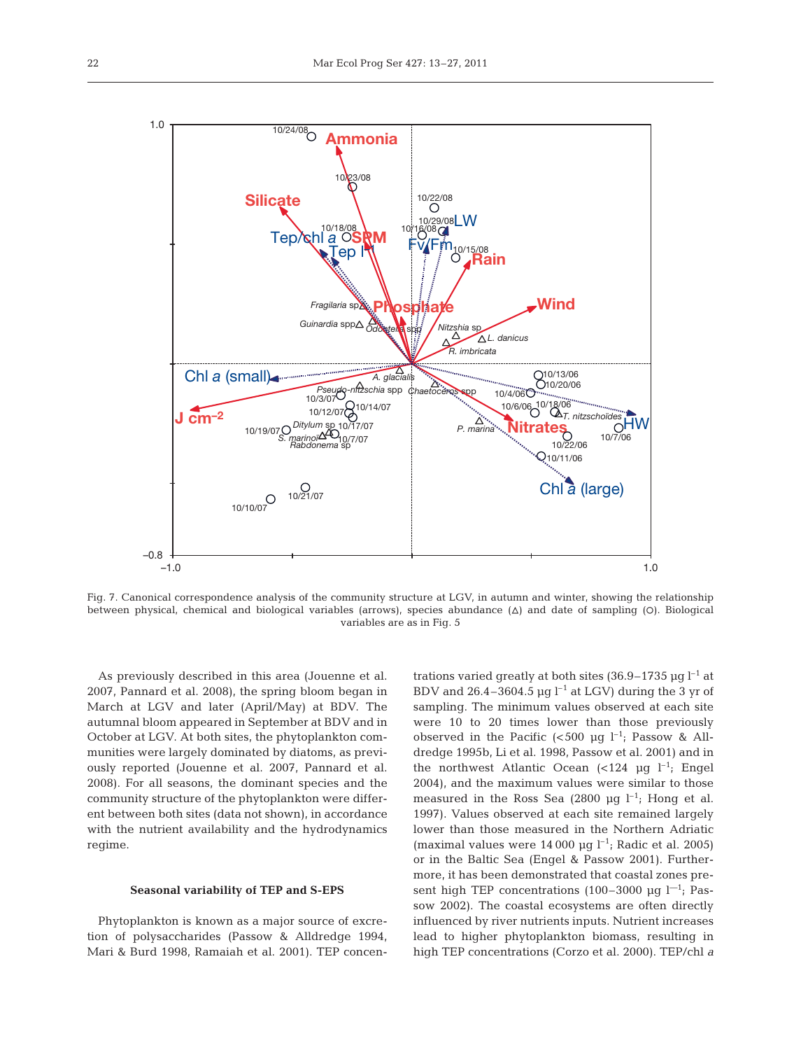Fig. 7. Canonical correspondence analysis of the community structure at LGV, in autumn and winter, showing the relationship between physical, chemical and biological variables (arrows), species abundance (△) and date of sampling (○). Biological variables are as in Fig. 5

As previously described in this area (Jouenne et al. 2007, Pannard et al. 2008), the spring bloom began in March at LGV and later (April/May) at BDV. The autumnal bloom appeared in September at BDV and in October at LGV. At both sites, the phytoplankton communities were largely dominated by diatoms, as previously reported (Jouenne et al. 2007, Pannard et al. 2008). For all seasons, the dominant species and the community structure of the phytoplankton were different between both sites (data not shown), in accordance with the nutrient availability and the hydrodynamics regime.

### Seasonal variability of TEP and S-EPS

Phytoplankton is known as a major source of excretion of polysaccharides (Passow & Alldredge 1994, Mari & Burd 1998, Ramaiah et al. 2001). TEP concentrations varied greatly at both sites (36.9–1735 µg $l^{-1}$ at BDV and 26.4–3604.5 µg $l^{-1}$ at LGV) during the 3 yr of sampling. The minimum values observed at each site were 10 to 20 times lower than those previously observed in the Pacific (<500 µg $l^{-1}$; Passow & Alldredge 1995b, Li et al. 1998, Passow et al. 2001) and in the northwest Atlantic Ocean (<124 µg $l^{-1}$; Engel 2004), and the maximum values were similar to those measured in the Ross Sea (2800 µg $l^{-1}$; Hong et al. 1997). Values observed at each site remained largely lower than those measured in the Northern Adriatic (maximal values were 14 000 µg $l^{-1}$; Radic et al. 2005) or in the Baltic Sea (Engel & Passow 2001). Furthermore, it has been demonstrated that coastal zones present high TEP concentrations (100–3000 µg $l^{-1}$; Passow 2002). The coastal ecosystems are often directly influenced by river nutrients inputs. Nutrient increases lead to higher phytoplankton biomass, resulting in high TEP concentrations (Corzo et al. 2000). TEP/chl *a*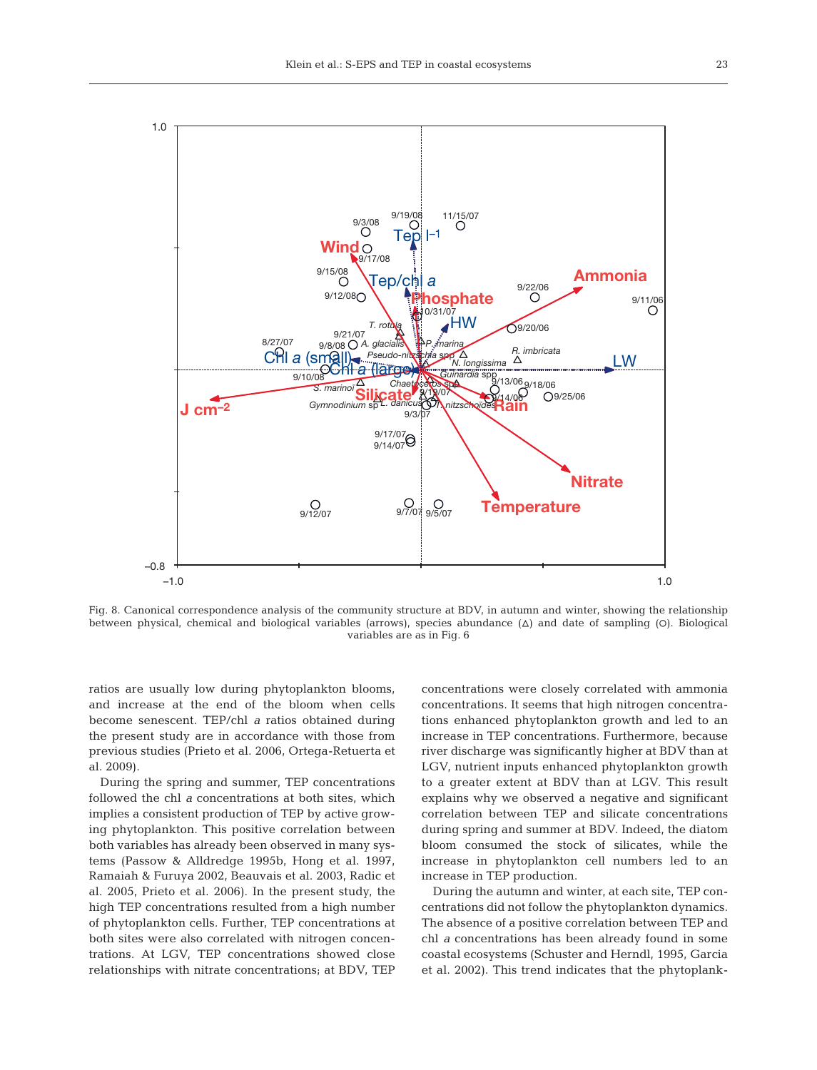Fig. 8. Canonical correspondence analysis of the community structure at BDV, in autumn and winter, showing the relationship between physical, chemical and biological variables (arrows), species abundance (Δ) and date of sampling (○). Biological variables are as in Fig. 6

ratios are usually low during phytoplankton blooms, and increase at the end of the bloom when cells become senescent. TEP/chl *a* ratios obtained during the present study are in accordance with those from previous studies (Prieto et al. 2006, Ortega-Retuerta et al. 2009).

During the spring and summer, TEP concentrations followed the chl *a* concentrations at both sites, which implies a consistent production of TEP by active growing phytoplankton. This positive correlation between both variables has already been observed in many systems (Passow & Alldredge 1995b, Hong et al. 1997, Ramaiah & Furuya 2002, Beauvais et al. 2003, Radic et al. 2005, Prieto et al. 2006). In the present study, the high TEP concentrations resulted from a high number of phytoplankton cells. Further, TEP concentrations at both sites were also correlated with nitrogen concentrations. At LGV, TEP concentrations showed close relationships with nitrate concentrations; at BDV, TEP concentrations were closely correlated with ammonia concentrations. It seems that high nitrogen concentrations enhanced phytoplankton growth and led to an increase in TEP concentrations. Furthermore, because river discharge was significantly higher at BDV than at LGV, nutrient inputs enhanced phytoplankton growth to a greater extent at BDV than at LGV. This result explains why we observed a negative and significant correlation between TEP and silicate concentrations during spring and summer at BDV. Indeed, the diatom bloom consumed the stock of silicates, while the increase in phytoplankton cell numbers led to an increase in TEP production.

During the autumn and winter, at each site, TEP concentrations did not follow the phytoplankton dynamics. The absence of a positive correlation between TEP and chl *a* concentrations has been already found in some coastal ecosystems (Schuster and Herndl, 1995, Garcia et al. 2002). This trend indicates that the phytoplank-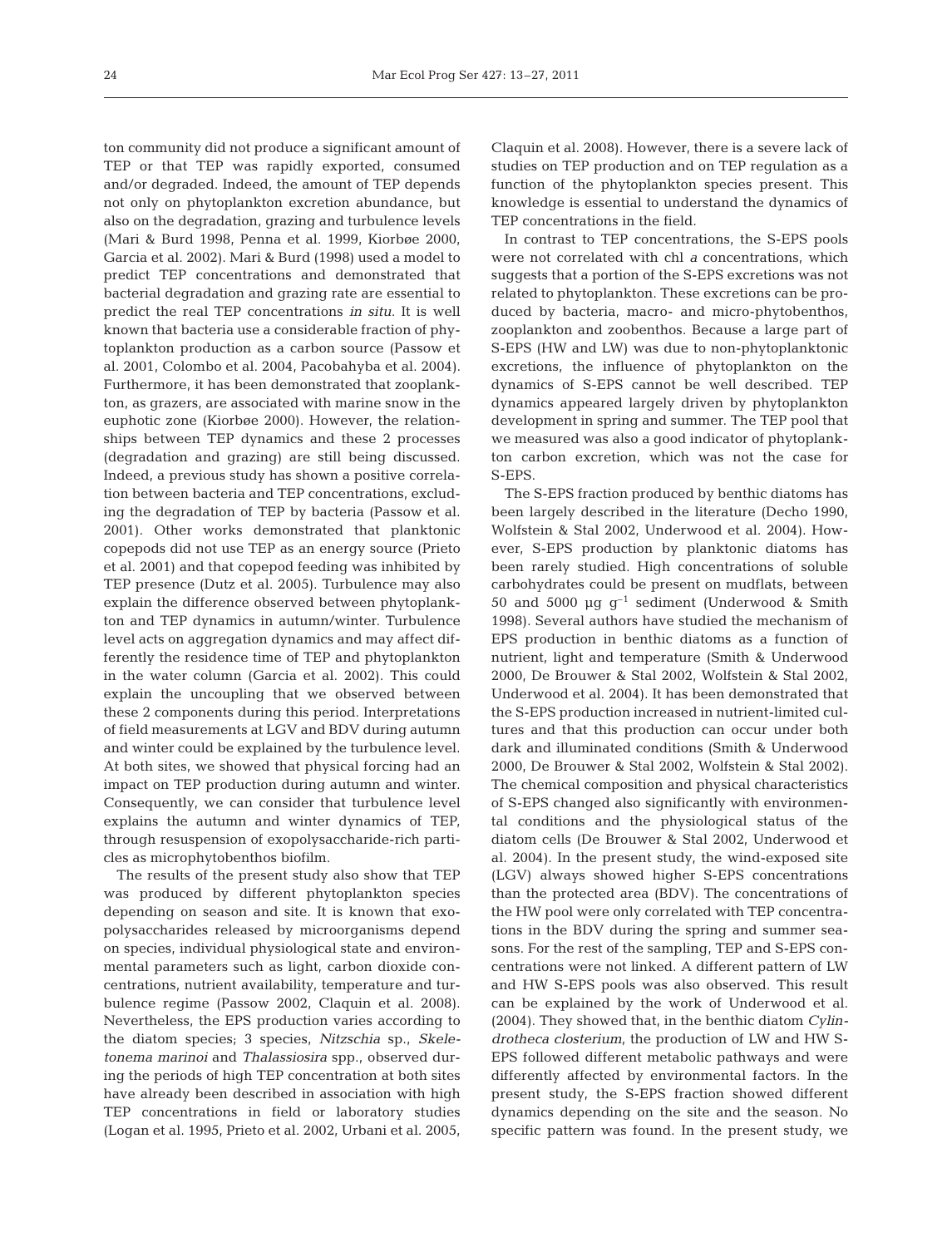ton community did not produce a significant amount of TEP or that TEP was rapidly exported, consumed and/or degraded. Indeed, the amount of TEP depends not only on phytoplankton excretion abundance, but also on the degradation, grazing and turbulence levels (Mari & Burd 1998, Penna et al. 1999, Kiorbøe 2000, Garcia et al. 2002). Mari & Burd (1998) used a model to predict TEP concentrations and demonstrated that bacterial degradation and grazing rate are essential to predict the real TEP concentrations *in situ*. It is well known that bacteria use a considerable fraction of phytoplankton production as a carbon source (Passow et al. 2001, Colombo et al. 2004, Pacobahyba et al. 2004). Furthermore, it has been demonstrated that zooplankton, as grazers, are associated with marine snow in the euphotic zone (Kiorbøe 2000). However, the relationships between TEP dynamics and these 2 processes (degradation and grazing) are still being discussed. Indeed, a previous study has shown a positive correlation between bacteria and TEP concentrations, excluding the degradation of TEP by bacteria (Passow et al. 2001). Other works demonstrated that planktonic copepods did not use TEP as an energy source (Prieto et al. 2001) and that copepod feeding was inhibited by TEP presence (Dutz et al. 2005). Turbulence may also explain the difference observed between phytoplankton and TEP dynamics in autumn/winter. Turbulence level acts on aggregation dynamics and may affect differently the residence time of TEP and phytoplankton in the water column (Garcia et al. 2002). This could explain the uncoupling that we observed between these 2 components during this period. Interpretations of field measurements at LGV and BDV during autumn and winter could be explained by the turbulence level. At both sites, we showed that physical forcing had an impact on TEP production during autumn and winter. Consequently, we can consider that turbulence level explains the autumn and winter dynamics of TEP, through resuspension of exopolysaccharide-rich particles as microphytobenthos biofilm.

The results of the present study also show that TEP was produced by different phytoplankton species depending on season and site. It is known that exopolysaccharides released by microorganisms depend on species, individual physiological state and environmental parameters such as light, carbon dioxide concentrations, nutrient availability, temperature and turbulence regime (Passow 2002, Claquin et al. 2008). Nevertheless, the EPS production varies according to the diatom species; 3 species, *Nitzschia* sp., *Skeletonema marinoi* and *Thalassiosira* spp., observed during the periods of high TEP concentration at both sites have already been described in association with high TEP concentrations in field or laboratory studies (Logan et al. 1995, Prieto et al. 2002, Urbani et al. 2005, Claquin et al. 2008). However, there is a severe lack of studies on TEP production and on TEP regulation as a function of the phytoplankton species present. This knowledge is essential to understand the dynamics of TEP concentrations in the field.

In contrast to TEP concentrations, the S-EPS pools were not correlated with chl *a* concentrations, which suggests that a portion of the S-EPS excretions was not related to phytoplankton. These excretions can be produced by bacteria, macro- and micro-phytobenthos, zooplankton and zoobenthos. Because a large part of S-EPS (HW and LW) was due to non-phytoplanktonic excretions, the influence of phytoplankton on the dynamics of S-EPS cannot be well described. TEP dynamics appeared largely driven by phytoplankton development in spring and summer. The TEP pool that we measured was also a good indicator of phytoplankton carbon excretion, which was not the case for S-EPS.

The S-EPS fraction produced by benthic diatoms has been largely described in the literature (Decho 1990, Wolfstein & Stal 2002, Underwood et al. 2004). However, S-EPS production by planktonic diatoms has been rarely studied. High concentrations of soluble carbohydrates could be present on mudflats, between 50 and 5000 µg $g^{-1}$ sediment (Underwood & Smith 1998). Several authors have studied the mechanism of EPS production in benthic diatoms as a function of nutrient, light and temperature (Smith & Underwood 2000, De Brouwer & Stal 2002, Wolfstein & Stal 2002, Underwood et al. 2004). It has been demonstrated that the S-EPS production increased in nutrient-limited cultures and that this production can occur under both dark and illuminated conditions (Smith & Underwood 2000, De Brouwer & Stal 2002, Wolfstein & Stal 2002). The chemical composition and physical characteristics of S-EPS changed also significantly with environmental conditions and the physiological status of the diatom cells (De Brouwer & Stal 2002, Underwood et al. 2004). In the present study, the wind-exposed site (LGV) always showed higher S-EPS concentrations than the protected area (BDV). The concentrations of the HW pool were only correlated with TEP concentrations in the BDV during the spring and summer seasons. For the rest of the sampling, TEP and S-EPS concentrations were not linked. A different pattern of LW and HW S-EPS pools was also observed. This result can be explained by the work of Underwood et al. (2004). They showed that, in the benthic diatom *Cylindrotheca closterium*, the production of LW and HW S-EPS followed different metabolic pathways and were differently affected by environmental factors. In the present study, the S-EPS fraction showed different dynamics depending on the site and the season. No specific pattern was found. In the present study, we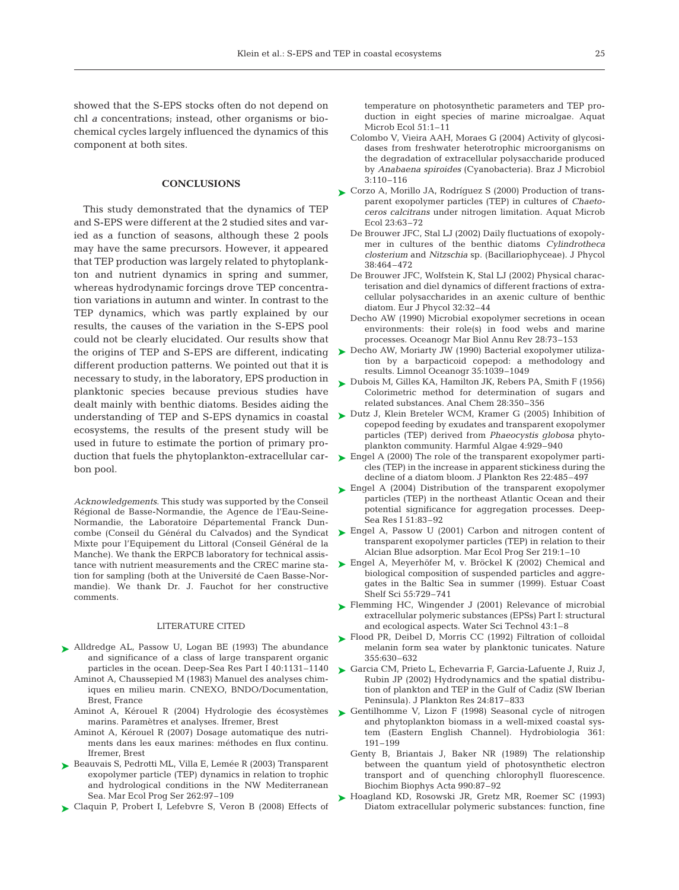showed that the S-EPS stocks often do not depend on chl *a* concentrations; instead, other organisms or biochemical cycles largely influenced the dynamics of this component at both sites.

## CONCLUSIONS

This study demonstrated that the dynamics of TEP and S-EPS were different at the 2 studied sites and varied as a function of seasons, although these 2 pools may have the same precursors. However, it appeared that TEP production was largely related to phytoplankton and nutrient dynamics in spring and summer, whereas hydrodynamic forcings drove TEP concentration variations in autumn and winter. In contrast to the TEP dynamics, which was partly explained by our results, the causes of the variation in the S-EPS pool could not be clearly elucidated. Our results show that the origins of TEP and S-EPS are different, indicating different production patterns. We pointed out that it is necessary to study, in the laboratory, EPS production in planktonic species because previous studies have dealt mainly with benthic diatoms. Besides aiding the understanding of TEP and S-EPS dynamics in coastal ecosystems, the results of the present study will be used in future to estimate the portion of primary production that fuels the phytoplankton-extracellular carbon pool.

*Acknowledgements*. This study was supported by the Conseil Régional de Basse-Normandie, the Agence de l'Eau-Seine-Normandie, the Laboratoire Départemental Franck Duncombe (Conseil du Général du Calvados) and the Syndicat Mixte pour l'Equipement du Littoral (Conseil Général de la Manche). We thank the ERPCB laboratory for technical assistance with nutrient measurements and the CREC marine station for sampling (both at the Université de Caen Basse-Normandie). We thank Dr. J. Fauchot for her constructive comments.

## LITERATURE CITED

- Alldredge AL, Passow U, Logan BE (1993) The abundance and significance of a class of large transparent organic particles in the ocean. Deep-Sea Res Part I 40:1131–1140
- Aminot A, Chaussepied M (1983) Manuel des analyses chimiques en milieu marin. CNEXO, BNDO/Documentation, Brest, France
- Aminot A, Kérouel R (2004) Hydrologie des écosystèmes marins. Paramètres et analyses. Ifremer, Brest
- Aminot A, Kérouel R (2007) Dosage automatique des nutriments dans les eaux marines: méthodes en flux continu. Ifremer, Brest
- Beauvais S, Pedrotti ML, Villa E, Lemée R (2003) Transparent exopolymer particle (TEP) dynamics in relation to trophic and hydrological conditions in the NW Mediterranean Sea. Mar Ecol Prog Ser 262:97–109
- Claquin P, Probert I, Lefebvre S, Veron B (2008) Effects of temperature on photosynthetic parameters and TEP production in eight species of marine microalgae. Aquat Microb Ecol 51:1–11
- Colombo V, Vieira AAH, Moraes G (2004) Activity of glycosidases from freshwater heterotrophic microorganisms on the degradation of extracellular polysaccharide produced by *Anabaena spiroides* (Cyanobacteria). Braz J Microbiol 3:110–116
- Corzo A, Morillo JA, Rodríguez S (2000) Production of transparent exopolymer particles (TEP) in cultures of *Chaetoceros calcitrans* under nitrogen limitation. Aquat Microb Ecol 23:63–72
- De Brouwer JFC, Stal LJ (2002) Daily fluctuations of exopolymer in cultures of the benthic diatoms *Cylindrotheca closterium* and *Nitzschia* sp. (Bacillariophyceae). J Phycol 38:464–472
- De Brouwer JFC, Wolfstein K, Stal LJ (2002) Physical characterisation and diel dynamics of different fractions of extracellular polysaccharides in an axenic culture of benthic diatom. Eur J Phycol 32:32–44
- Decho AW (1990) Microbial exopolymer secretions in ocean environments: their role(s) in food webs and marine processes. Oceanogr Mar Biol Annu Rev 28:73–153
- Decho AW, Moriarty JW (1990) Bacterial exopolymer utilization by a barpacticoid copepod: a methodology and results. Limnol Oceanogr 35:1039–1049
- Dubois M, Gilles KA, Hamilton JK, Rebers PA, Smith F (1956) Colorimetric method for determination of sugars and related substances. Anal Chem 28:350–356
- Dutz J, Klein Breteler WCM, Kramer G (2005) Inhibition of copepod feeding by exudates and transparent exopolymer particles (TEP) derived from *Phaeocystis globosa* phytoplankton community. Harmful Algae 4:929–940
- Engel A (2000) The role of the transparent exopolymer particles (TEP) in the increase in apparent stickiness during the decline of a diatom bloom. J Plankton Res 22:485–497
- Engel A (2004) Distribution of the transparent exopolymer particles (TEP) in the northeast Atlantic Ocean and their potential significance for aggregation processes. Deep-Sea Res I 51:83–92
- Engel A, Passow U (2001) Carbon and nitrogen content of transparent exopolymer particles (TEP) in relation to their Alcian Blue adsorption. Mar Ecol Prog Ser 219:1–10
- Engel A, Meyerhöfer M, v. Bröckel K (2002) Chemical and biological composition of suspended particles and aggregates in the Baltic Sea in summer (1999). Estuar Coast Shelf Sci 55:729–741
- Flemming HC, Wingender J (2001) Relevance of microbial extracellular polymeric substances (EPSs) Part I: structural and ecological aspects. Water Sci Technol 43:1–8
- Flood PR, Deibel D, Morris CC (1992) Filtration of colloidal melanin form sea water by planktonic tunicates. Nature 355:630–632
- Garcia CM, Prieto L, Echevarria F, Garcia-Lafuente J, Ruiz J, Rubin JP (2002) Hydrodynamics and the spatial distribution of plankton and TEP in the Gulf of Cadiz (SW Iberian Peninsula). J Plankton Res 24:817–833
- Gentilhomme V, Lizon F (1998) Seasonal cycle of nitrogen and phytoplankton biomass in a well-mixed coastal system (Eastern English Channel). Hydrobiologia 361: 191–199
- Genty B, Briantais J, Baker NR (1989) The relationship between the quantum yield of photosynthetic electron transport and of quenching chlorophyll fluorescence. Biochim Biophys Acta 990:87–92
- Hoagland KD, Rosowski JR, Gretz MR, Roemer SC (1993) Diatom extracellular polymeric substances: function, fine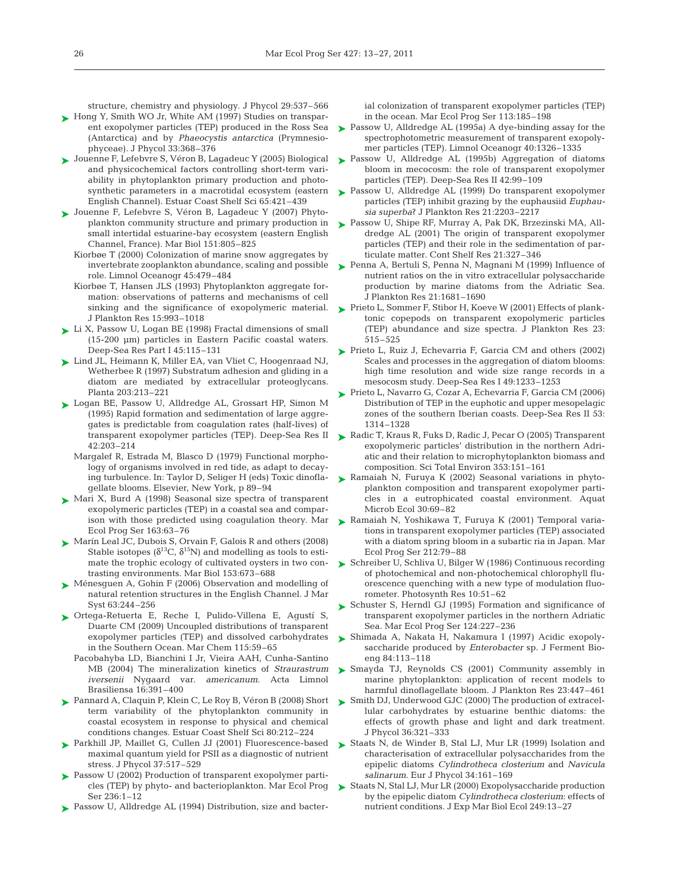structure, chemistry and physiology. J Phycol 29:537–566

Hong Y, Smith WO Jr, White AM (1997) Studies on transparent exopolymer particles (TEP) produced in the Ross Sea (Antarctica) and by *Phaeocystis antarctica* (Prymnesiophyceae). J Phycol 33:368–376

Jouenne F, Lefebvre S, Véron B, Lagadeuc Y (2005) Biological and physicochemical factors controlling short-term variability in phytoplankton primary production and photosynthetic parameters in a macrotidal ecosystem (eastern English Channel). Estuar Coast Shelf Sci 65:421–439

Jouenne F, Lefebvre S, Véron B, Lagadeuc Y (2007) Phytoplankton community structure and primary production in small intertidal estuarine-bay ecosystem (eastern English Channel, France). Mar Biol 151:805–825

Kiorbøe T (2000) Colonization of marine snow aggregates by invertebrate zooplankton abundance, scaling and possible role. Limnol Oceanogr 45:479–484

Kiorbøe T, Hansen JLS (1993) Phytoplankton aggregate formation: observations of patterns and mechanisms of cell sinking and the significance of exopolymeric material. J Plankton Res 15:993–1018

Li X, Passow U, Logan BE (1998) Fractal dimensions of small (15-200 µm) particles in Eastern Pacific coastal waters. Deep-Sea Res Part I 45:115–131

Lind JL, Heimann K, Miller EA, van Vliet C, Hoogenraad NJ, Wetherbee R (1997) Substratum adhesion and gliding in a diatom are mediated by extracellular proteoglycans. Planta 203:213–221

Logan BE, Passow U, Alldredge AL, Grossart HP, Simon M (1995) Rapid formation and sedimentation of large aggregates is predictable from coagulation rates (half-lives) of transparent exopolymer particles (TEP). Deep-Sea Res II 42:203–214

Margalef R, Estrada M, Blasco D (1979) Functional morphology of organisms involved in red tide, as adapt to decaying turbulence. In: Taylor D, Seliger H (eds) Toxic dinoflagellate blooms. Elsevier, New York, p 89–94

Mari X, Burd A (1998) Seasonal size spectra of transparent exopolymeric particles (TEP) in a coastal sea and comparison with those predicted using coagulation theory. Mar Ecol Prog Ser 163:63–76

Marín Leal JC, Dubois S, Orvain F, Galois R and others (2008) Stable isotopes ($\delta^{13}C$, $\delta^{15}N$) and modelling as tools to estimate the trophic ecology of cultivated oysters in two contrasting environments. Mar Biol 153:673–688

Ménesguen A, Gohin F (2006) Observation and modelling of natural retention structures in the English Channel. J Mar Syst 63:244–256

Ortega-Retuerta E, Reche I, Pulido-Villena E, Agustí S, Duarte CM (2009) Uncoupled distributions of transparent exopolymer particles (TEP) and dissolved carbohydrates in the Southern Ocean. Mar Chem 115:59–65

Pacobahyba LD, Bianchini I Jr, Vieira AAH, Cunha-Santino MB (2004) The mineralization kinetics of *Straurastrum iversenii* Nygaard var. *americanum*. Acta Limnol Brasiliensa 16:391–400

Pannard A, Claquin P, Klein C, Le Roy B, Véron B (2008) Short term variability of the phytoplankton community in coastal ecosystem in response to physical and chemical conditions changes. Estuar Coast Shelf Sci 80:212–224

Parkhill JP, Maillet G, Cullen JJ (2001) Fluorescence-based maximal quantum yield for PSII as a diagnostic of nutrient stress. J Phycol 37:517–529

Passow U (2002) Production of transparent exopolymer particles (TEP) by phyto- and bacterioplankton. Mar Ecol Prog Ser 236:1–12

Passow U, Alldredge AL (1994) Distribution, size and bacterial colonization of transparent exopolymer particles (TEP) in the ocean. Mar Ecol Prog Ser 113:185–198

Passow U, Alldredge AL (1995a) A dye-binding assay for the spectrophotometric measurement of transparent exopolymer particles (TEP). Limnol Oceanogr 40:1326–1335

Passow U, Alldredge AL (1995b) Aggregation of diatoms bloom in mecocosm: the role of transparent exopolymer particles (TEP). Deep-Sea Res II 42:99–109

Passow U, Alldredge AL (1999) Do transparent exopolymer particles (TEP) inhibit grazing by the euphausiid *Euphausia superba*? J Plankton Res 21:2203–2217

Passow U, Shipe RF, Murray A, Pak DK, Brzezinski MA, Alldredge AL (2001) The origin of transparent exopolymer particles (TEP) and their role in the sedimentation of particulate matter. Cont Shelf Res 21:327–346

Penna A, Bertuli S, Penna N, Magnani M (1999) Influence of nutrient ratios on the in vitro extracellular polysaccharide production by marine diatoms from the Adriatic Sea. J Plankton Res 21:1681–1690

Prieto L, Sommer F, Stibor H, Koeve W (2001) Effects of planktonic copepods on transparent exopolymeric particles (TEP) abundance and size spectra. J Plankton Res 23: 515–525

Prieto L, Ruiz J, Echevarria F, Garcia CM and others (2002) Scales and processes in the aggregation of diatom blooms: high time resolution and wide size range records in a mesocosm study. Deep-Sea Res I 49:1233–1253

Prieto L, Navarro G, Cozar A, Echevarria F, Garcia CM (2006) Distribution of TEP in the euphotic and upper mesopelagic zones of the southern Iberian coasts. Deep-Sea Res II 53: 1314–1328

Radic T, Kraus R, Fuks D, Radic J, Pecar O (2005) Transparent exopolymeric particles' distribution in the northern Adriatic and their relation to microphytoplankton biomass and composition. Sci Total Environ 353:151–161

Ramaiah N, Furuya K (2002) Seasonal variations in phytoplankton composition and transparent exopolymer particles in a eutrophicated coastal environment. Aquat Microb Ecol 30:69–82

Ramaiah N, Yoshikawa T, Furuya K (2001) Temporal variations in transparent exopolymer particles (TEP) associated with a diatom spring bloom in a subartic ria in Japan. Mar Ecol Prog Ser 212:79–88

Schreiber U, Schliva U, Bilger W (1986) Continuous recording of photochemical and non-photochemical chlorophyll fluorescence quenching with a new type of modulation fluorometer. Photosynth Res 10:51–62

Schuster S, Herndl GJ (1995) Formation and significance of transparent exopolymer particles in the northern Adriatic Sea. Mar Ecol Prog Ser 124:227–236

Shimada A, Nakata H, Nakamura I (1997) Acidic exopolysaccharide produced by *Enterobacter* sp. J Ferment Bioeng 84:113–118

Smayda TJ, Reynolds CS (2001) Community assembly in marine phytoplankton: application of recent models to harmful dinoflagellate bloom. J Plankton Res 23:447–461

Smith DJ, Underwood GJC (2000) The production of extracellular carbohydrates by estuarine benthic diatoms: the effects of growth phase and light and dark treatment. J Phycol 36:321–333

Staats N, de Winder B, Stal LJ, Mur LR (1999) Isolation and characterisation of extracellular polysaccharides from the epipelic diatoms *Cylindrotheca closterium* and *Navicula salinarum*. Eur J Phycol 34:161–169

Staats N, Stal LJ, Mur LR (2000) Exopolysaccharide production by the epipelic diatom *Cylindrotheca closterium*: effects of nutrient conditions. J Exp Mar Biol Ecol 249:13–27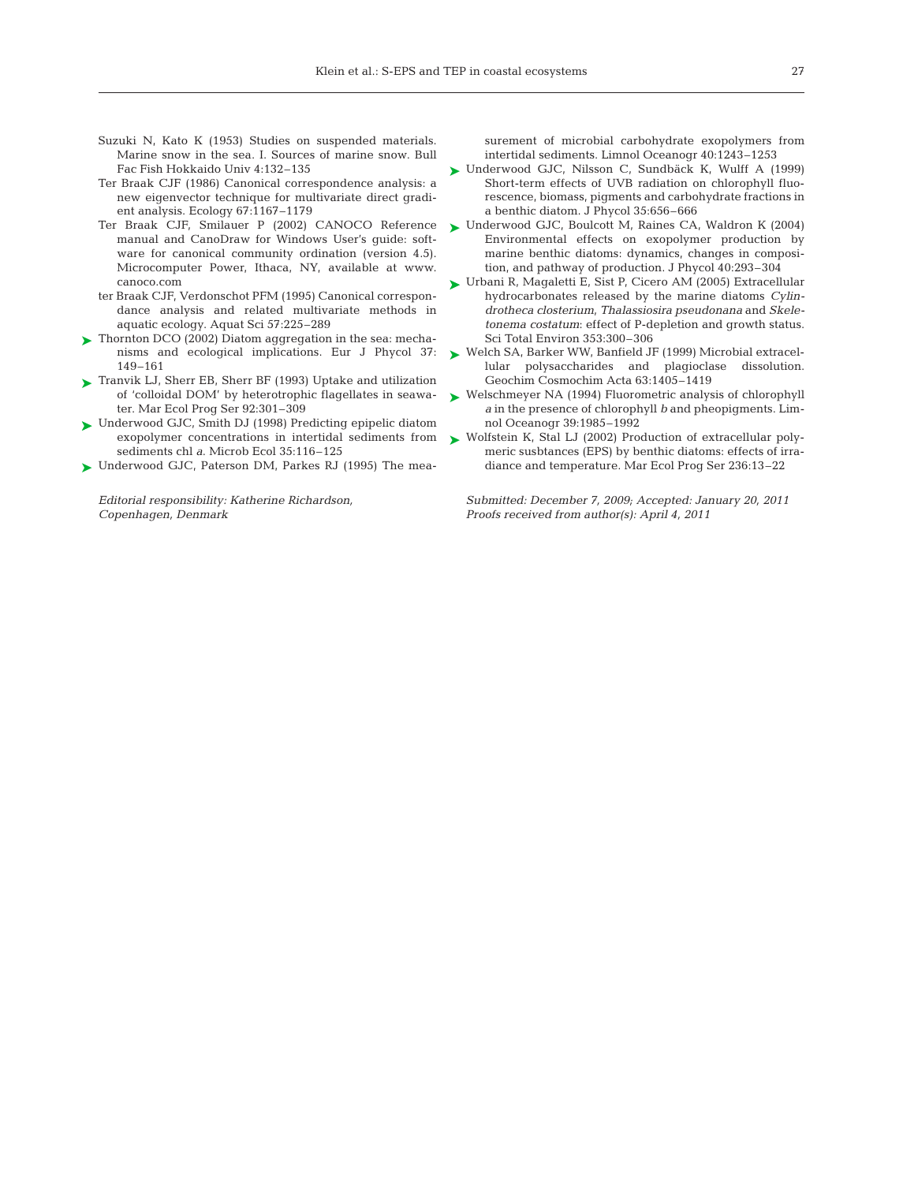Suzuki N, Kato K (1953) Studies on suspended materials. Marine snow in the sea. I. Sources of marine snow. Bull Fac Fish Hokkaido Univ 4:132–135

Ter Braak CJF (1986) Canonical correspondence analysis: a new eigenvector technique for multivariate direct gradient analysis. Ecology 67:1167–1179

Ter Braak CJF, Smilauer P (2002) CANOCO Reference manual and CanoDraw for Windows User's guide: software for canonical community ordination (version 4.5). Microcomputer Power, Ithaca, NY, available at www.canoco.com

ter Braak CJF, Verdonschot PFM (1995) Canonical correspondance analysis and related multivariate methods in aquatic ecology. Aquat Sci 57:225–289

Thornton DCO (2002) Diatom aggregation in the sea: mechanisms and ecological implications. Eur J Phycol 37: 149–161

Tranvik LJ, Sherr EB, Sherr BF (1993) Uptake and utilization of 'colloidal DOM' by heterotrophic flagellates in seawater. Mar Ecol Prog Ser 92:301–309

Underwood GJC, Smith DJ (1998) Predicting epipelic diatom exopolymer concentrations in intertidal sediments from sediments chl *a*. Microb Ecol 35:116–125

Underwood GJC, Paterson DM, Parkes RJ (1995) The measurement of microbial carbohydrate exopolymers from intertidal sediments. Limnol Oceanogr 40:1243–1253

Underwood GJC, Nilsson C, Sundbäck K, Wulff A (1999) Short-term effects of UVB radiation on chlorophyll fluorescence, biomass, pigments and carbohydrate fractions in a benthic diatom. J Phycol 35:656–666

Underwood GJC, Boulcott M, Raines CA, Waldron K (2004) Environmental effects on exopolymer production by marine benthic diatoms: dynamics, changes in composition, and pathway of production. J Phycol 40:293–304

Urbani R, Magaletti E, Sist P, Cicero AM (2005) Extracellular hydrocarbonates released by the marine diatoms *Cylindrotheca closterium*, *Thalassiosira pseudonana* and *Skeletonema costatum*: effect of P-depletion and growth status. Sci Total Environ 353:300–306

Welch SA, Barker WW, Banfield JF (1999) Microbial extracellular polysaccharides and plagioclase dissolution. Geochim Cosmochim Acta 63:1405–1419

Welschmeyer NA (1994) Fluorometric analysis of chlorophyll *a* in the presence of chlorophyll *b* and pheopigments. Limnol Oceanogr 39:1985–1992

Wolfstein K, Stal LJ (2002) Production of extracellular polymeric susbtances (EPS) by benthic diatoms: effects of irradiance and temperature. Mar Ecol Prog Ser 236:13–22

*Editorial responsibility: Katherine Richardson, Copenhagen, Denmark*

*Submitted: December 7, 2009; Accepted: January 20, 2011*
*Proofs received from author(s): April 4, 2011*